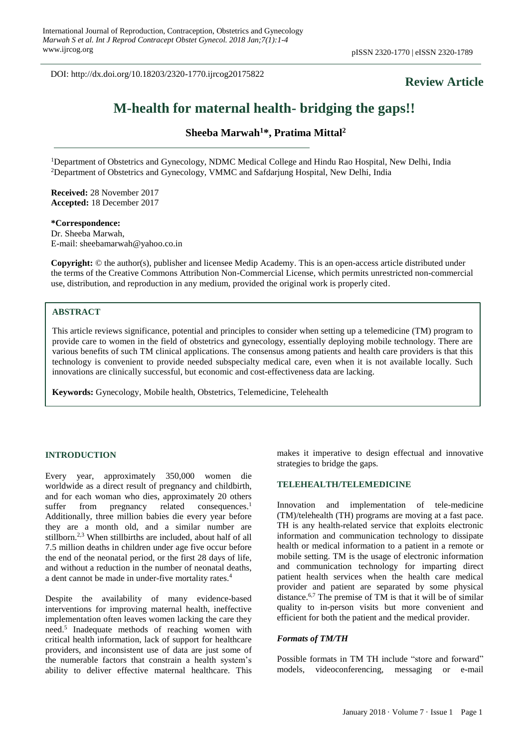DOI: http://dx.doi.org/10.18203/2320-1770.ijrcog20175822

**Review Article**

# M-health for maternal health- bridging the gaps!!

**Sheeba Marwah[1]\*, Pratima Mittal[2]**

[1]Department of Obstetrics and Gynecology, NDMC Medical College and Hindu Rao Hospital, New Delhi, India
[2]Department of Obstetrics and Gynecology, VMMC and Safdarjung Hospital, New Delhi, India

**Received:** 28 November 2017
**Accepted:** 18 December 2017

**\*Correspondence:**
Dr. Sheeba Marwah,
E-mail: sheebamarwah@yahoo.co.in

**Copyright:** © the author(s), publisher and licensee Medip Academy. This is an open-access article distributed under the terms of the Creative Commons Attribution Non-Commercial License, which permits unrestricted non-commercial use, distribution, and reproduction in any medium, provided the original work is properly cited.

## ABSTRACT

This article reviews significance, potential and principles to consider when setting up a telemedicine (TM) program to provide care to women in the field of obstetrics and gynecology, essentially deploying mobile technology. There are various benefits of such TM clinical applications. The consensus among patients and health care providers is that this technology is convenient to provide needed subspecialty medical care, even when it is not available locally. Such innovations are clinically successful, but economic and cost-effectiveness data are lacking.

**Keywords:** Gynecology, Mobile health, Obstetrics, Telemedicine, Telehealth

## INTRODUCTION

Every year, approximately 350,000 women die worldwide as a direct result of pregnancy and childbirth, and for each woman who dies, approximately 20 others suffer from pregnancy related consequences.[1] Additionally, three million babies die every year before they are a month old, and a similar number are stillborn.[2,3] When stillbirths are included, about half of all 7.5 million deaths in children under age five occur before the end of the neonatal period, or the first 28 days of life, and without a reduction in the number of neonatal deaths, a dent cannot be made in under-five mortality rates.[4]

Despite the availability of many evidence-based interventions for improving maternal health, ineffective implementation often leaves women lacking the care they need.[5] Inadequate methods of reaching women with critical health information, lack of support for healthcare providers, and inconsistent use of data are just some of the numerable factors that constrain a health system's ability to deliver effective maternal healthcare. This makes it imperative to design effectual and innovative strategies to bridge the gaps.

## TELEHEALTH/TELEMEDICINE

Innovation and implementation of tele-medicine (TM)/telehealth (TH) programs are moving at a fast pace. TH is any health-related service that exploits electronic information and communication technology to dissipate health or medical information to a patient in a remote or mobile setting. TM is the usage of electronic information and communication technology for imparting direct patient health services when the health care medical provider and patient are separated by some physical distance.[6,7] The premise of TM is that it will be of similar quality to in-person visits but more convenient and efficient for both the patient and the medical provider.

### *Formats of TM/TH*

Possible formats in TM TH include "store and forward" models, videoconferencing, messaging or e-mail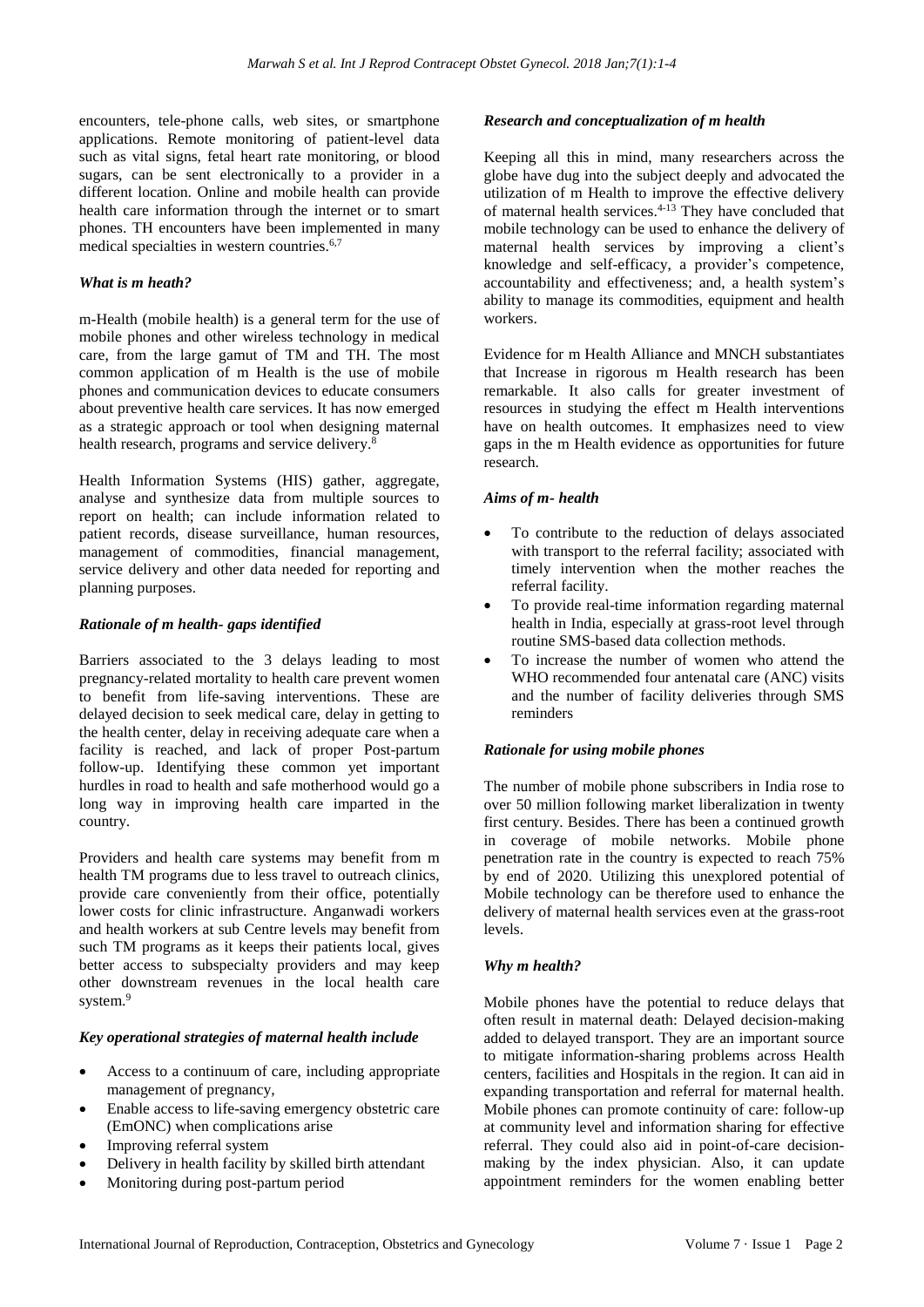encounters, tele-phone calls, web sites, or smartphone applications. Remote monitoring of patient-level data such as vital signs, fetal heart rate monitoring, or blood sugars, can be sent electronically to a provider in a different location. Online and mobile health can provide health care information through the internet or to smart phones. TH encounters have been implemented in many medical specialties in western countries.[6,7]

### *What is m heath?*

m-Health (mobile health) is a general term for the use of mobile phones and other wireless technology in medical care, from the large gamut of TM and TH. The most common application of m Health is the use of mobile phones and communication devices to educate consumers about preventive health care services. It has now emerged as a strategic approach or tool when designing maternal health research, programs and service delivery.[8]

Health Information Systems (HIS) gather, aggregate, analyse and synthesize data from multiple sources to report on health; can include information related to patient records, disease surveillance, human resources, management of commodities, financial management, service delivery and other data needed for reporting and planning purposes.

### *Rationale of m health- gaps identified*

Barriers associated to the 3 delays leading to most pregnancy-related mortality to health care prevent women to benefit from life-saving interventions. These are delayed decision to seek medical care, delay in getting to the health center, delay in receiving adequate care when a facility is reached, and lack of proper Post-partum follow-up. Identifying these common yet important hurdles in road to health and safe motherhood would go a long way in improving health care imparted in the country.

Providers and health care systems may benefit from m health TM programs due to less travel to outreach clinics, provide care conveniently from their office, potentially lower costs for clinic infrastructure. Anganwadi workers and health workers at sub Centre levels may benefit from such TM programs as it keeps their patients local, gives better access to subspecialty providers and may keep other downstream revenues in the local health care system.[9]

### *Key operational strategies of maternal health include*

- Access to a continuum of care, including appropriate management of pregnancy,
- Enable access to life-saving emergency obstetric care (EmONC) when complications arise
- Improving referral system
- Delivery in health facility by skilled birth attendant
- Monitoring during post-partum period

### *Research and conceptualization of m health*

Keeping all this in mind, many researchers across the globe have dug into the subject deeply and advocated the utilization of m Health to improve the effective delivery of maternal health services.[4-13] They have concluded that mobile technology can be used to enhance the delivery of maternal health services by improving a client's knowledge and self-efficacy, a provider's competence, accountability and effectiveness; and, a health system's ability to manage its commodities, equipment and health workers.

Evidence for m Health Alliance and MNCH substantiates that Increase in rigorous m Health research has been remarkable. It also calls for greater investment of resources in studying the effect m Health interventions have on health outcomes. It emphasizes need to view gaps in the m Health evidence as opportunities for future research.

### *Aims of m- health*

- To contribute to the reduction of delays associated with transport to the referral facility; associated with timely intervention when the mother reaches the referral facility.
- To provide real-time information regarding maternal health in India, especially at grass-root level through routine SMS-based data collection methods.
- To increase the number of women who attend the WHO recommended four antenatal care (ANC) visits and the number of facility deliveries through SMS reminders

### *Rationale for using mobile phones*

The number of mobile phone subscribers in India rose to over 50 million following market liberalization in twenty first century. Besides. There has been a continued growth in coverage of mobile networks. Mobile phone penetration rate in the country is expected to reach 75% by end of 2020. Utilizing this unexplored potential of Mobile technology can be therefore used to enhance the delivery of maternal health services even at the grass-root levels.

### *Why m health?*

Mobile phones have the potential to reduce delays that often result in maternal death: Delayed decision-making added to delayed transport. They are an important source to mitigate information-sharing problems across Health centers, facilities and Hospitals in the region. It can aid in expanding transportation and referral for maternal health. Mobile phones can promote continuity of care: follow-up at community level and information sharing for effective referral. They could also aid in point-of-care decision-making by the index physician. Also, it can update appointment reminders for the women enabling better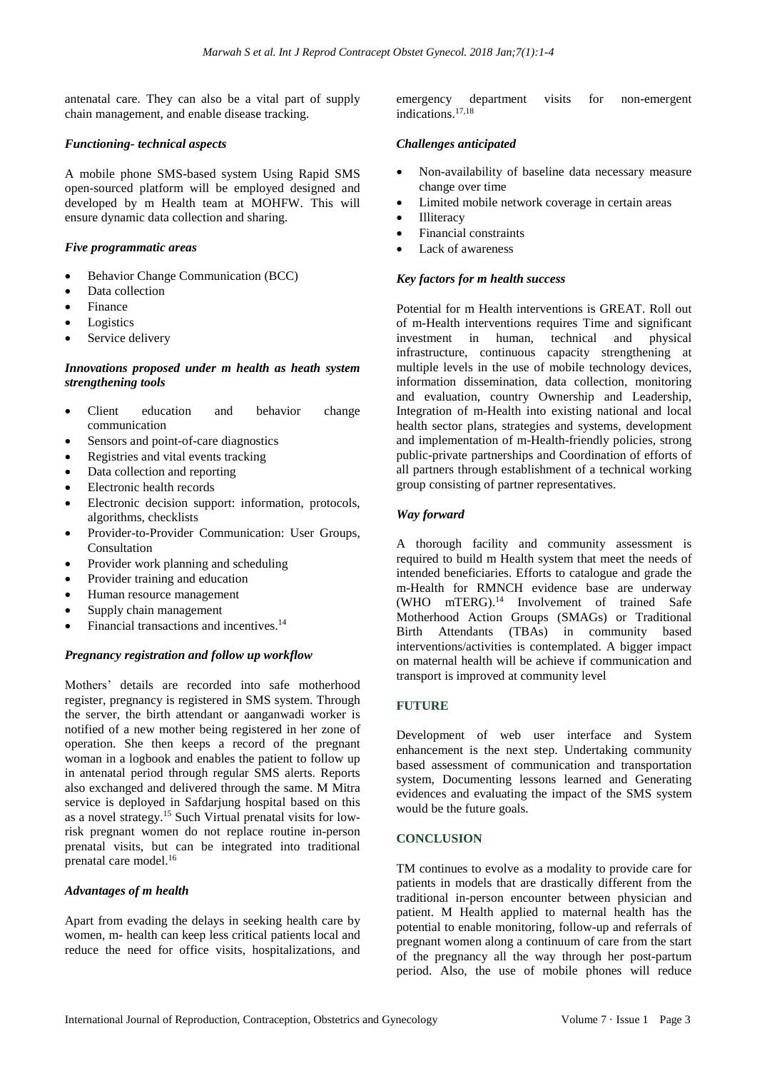antenatal care. They can also be a vital part of supply chain management, and enable disease tracking.

### *Functioning- technical aspects*

A mobile phone SMS-based system Using Rapid SMS open-sourced platform will be employed designed and developed by m Health team at MOHFW. This will ensure dynamic data collection and sharing.

### *Five programmatic areas*

- Behavior Change Communication (BCC)
- Data collection
- Finance
- Logistics
- Service delivery

### *Innovations proposed under m health as heath system strengthening tools*

- Client education and behavior change communication
- Sensors and point-of-care diagnostics
- Registries and vital events tracking
- Data collection and reporting
- Electronic health records
- Electronic decision support: information, protocols, algorithms, checklists
- Provider-to-Provider Communication: User Groups, Consultation
- Provider work planning and scheduling
- Provider training and education
- Human resource management
- Supply chain management
- Financial transactions and incentives.[14]

### *Pregnancy registration and follow up workflow*

Mothers' details are recorded into safe motherhood register, pregnancy is registered in SMS system. Through the server, the birth attendant or aanganwadi worker is notified of a new mother being registered in her zone of operation. She then keeps a record of the pregnant woman in a logbook and enables the patient to follow up in antenatal period through regular SMS alerts. Reports also exchanged and delivered through the same. M Mitra service is deployed in Safdarjung hospital based on this as a novel strategy.[15] Such Virtual prenatal visits for low-risk pregnant women do not replace routine in-person prenatal visits, but can be integrated into traditional prenatal care model.[16]

### *Advantages of m health*

Apart from evading the delays in seeking health care by women, m- health can keep less critical patients local and reduce the need for office visits, hospitalizations, and emergency department visits for non-emergent indications.[17,18]

### *Challenges anticipated*

- Non-availability of baseline data necessary measure change over time
- Limited mobile network coverage in certain areas
- Illiteracy
- Financial constraints
- Lack of awareness

### *Key factors for m health success*

Potential for m Health interventions is GREAT. Roll out of m-Health interventions requires Time and significant investment in human, technical and physical infrastructure, continuous capacity strengthening at multiple levels in the use of mobile technology devices, information dissemination, data collection, monitoring and evaluation, country Ownership and Leadership, Integration of m-Health into existing national and local health sector plans, strategies and systems, development and implementation of m-Health-friendly policies, strong public-private partnerships and Coordination of efforts of all partners through establishment of a technical working group consisting of partner representatives.

### *Way forward*

A thorough facility and community assessment is required to build m Health system that meet the needs of intended beneficiaries. Efforts to catalogue and grade the m-Health for RMNCH evidence base are underway (WHO mTERG).[14] Involvement of trained Safe Motherhood Action Groups (SMAGs) or Traditional Birth Attendants (TBAs) in community based interventions/activities is contemplated. A bigger impact on maternal health will be achieve if communication and transport is improved at community level

## FUTURE

Development of web user interface and System enhancement is the next step. Undertaking community based assessment of communication and transportation system, Documenting lessons learned and Generating evidences and evaluating the impact of the SMS system would be the future goals.

## CONCLUSION

TM continues to evolve as a modality to provide care for patients in models that are drastically different from the traditional in-person encounter between physician and patient. M Health applied to maternal health has the potential to enable monitoring, follow-up and referrals of pregnant women along a continuum of care from the start of the pregnancy all the way through her post-partum period. Also, the use of mobile phones will reduce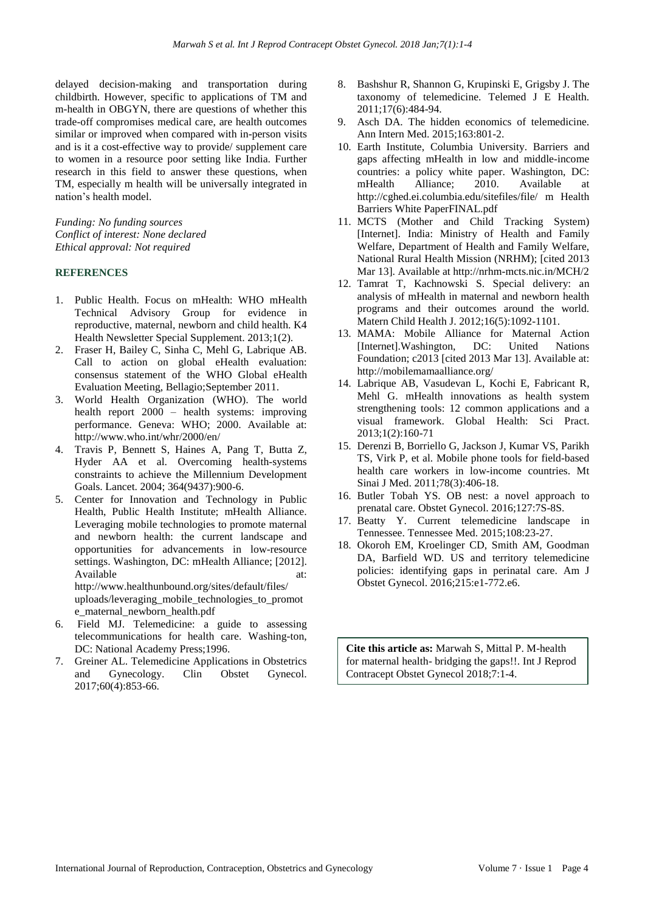delayed decision-making and transportation during childbirth. However, specific to applications of TM and m-health in OBGYN, there are questions of whether this trade-off compromises medical care, are health outcomes similar or improved when compared with in-person visits and is it a cost-effective way to provide/ supplement care to women in a resource poor setting like India. Further research in this field to answer these questions, when TM, especially m health will be universally integrated in nation's health model.

*Funding: No funding sources*
*Conflict of interest: None declared*
*Ethical approval: Not required*

## REFERENCES

1. Public Health. Focus on mHealth: WHO mHealth Technical Advisory Group for evidence in reproductive, maternal, newborn and child health. K4 Health Newsletter Special Supplement. 2013;1(2).
2. Fraser H, Bailey C, Sinha C, Mehl G, Labrique AB. Call to action on global eHealth evaluation: consensus statement of the WHO Global eHealth Evaluation Meeting, Bellagio;September 2011.
3. World Health Organization (WHO). The world health report 2000 – health systems: improving performance. Geneva: WHO; 2000. Available at: http://www.who.int/whr/2000/en/
4. Travis P, Bennett S, Haines A, Pang T, Butta Z, Hyder AA et al. Overcoming health-systems constraints to achieve the Millennium Development Goals. Lancet. 2004; 364(9437):900-6.
5. Center for Innovation and Technology in Public Health, Public Health Institute; mHealth Alliance. Leveraging mobile technologies to promote maternal and newborn health: the current landscape and opportunities for advancements in low-resource settings. Washington, DC: mHealth Alliance; [2012]. Available at: http://www.healthunbound.org/sites/default/files/uploads/leveraging_mobile_technologies_to_promote_maternal_newborn_health.pdf
6. Field MJ. Telemedicine: a guide to assessing telecommunications for health care. Washing-ton, DC: National Academy Press;1996.
7. Greiner AL. Telemedicine Applications in Obstetrics and Gynecology. Clin Obstet Gynecol. 2017;60(4):853-66.
8. Bashshur R, Shannon G, Krupinski E, Grigsby J. The taxonomy of telemedicine. Telemed J E Health. 2011;17(6):484-94.
9. Asch DA. The hidden economics of telemedicine. Ann Intern Med. 2015;163:801-2.
10. Earth Institute, Columbia University. Barriers and gaps affecting mHealth in low and middle-income countries: a policy white paper. Washington, DC: mHealth Alliance; 2010. Available at http://cghed.ei.columbia.edu/sitefiles/file/ m Health Barriers White PaperFINAL.pdf
11. MCTS (Mother and Child Tracking System) [Internet]. India: Ministry of Health and Family Welfare, Department of Health and Family Welfare, National Rural Health Mission (NRHM); [cited 2013 Mar 13]. Available at http://nrhm-mcts.nic.in/MCH/2
12. Tamrat T, Kachnowski S. Special delivery: an analysis of mHealth in maternal and newborn health programs and their outcomes around the world. Matern Child Health J. 2012;16(5):1092-1101.
13. MAMA: Mobile Alliance for Maternal Action [Internet].Washington, DC: United Nations Foundation; c2013 [cited 2013 Mar 13]. Available at: http://mobilemamaalliance.org/
14. Labrique AB, Vasudevan L, Kochi E, Fabricant R, Mehl G. mHealth innovations as health system strengthening tools: 12 common applications and a visual framework. Global Health: Sci Pract. 2013;1(2):160-71
15. Derenzi B, Borriello G, Jackson J, Kumar VS, Parikh TS, Virk P, et al. Mobile phone tools for field-based health care workers in low-income countries. Mt Sinai J Med. 2011;78(3):406-18.
16. Butler Tobah YS. OB nest: a novel approach to prenatal care. Obstet Gynecol. 2016;127:7S-8S.
17. Beatty Y. Current telemedicine landscape in Tennessee. Tennessee Med. 2015;108:23-27.
18. Okoroh EM, Kroelinger CD, Smith AM, Goodman DA, Barfield WD. US and territory telemedicine policies: identifying gaps in perinatal care. Am J Obstet Gynecol. 2016;215:e1-772.e6.

**Cite this article as:** Marwah S, Mittal P. M-health for maternal health- bridging the gaps!!. Int J Reprod Contracept Obstet Gynecol 2018;7:1-4.